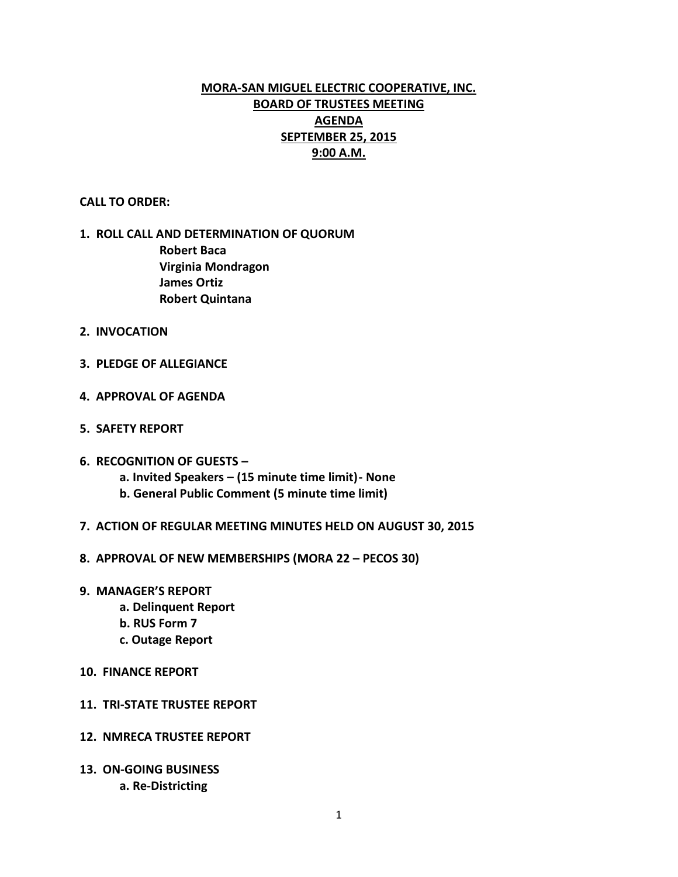**MORA-SAN MIGUEL ELECTRIC COOPERATIVE, INC.**
**BOARD OF TRUSTEES MEETING**
**AGENDA**
**SEPTEMBER 25, 2015**
**9:00 A.M.**

**CALL TO ORDER:**

1. **ROLL CALL AND DETERMINATION OF QUORUM**
   - **Robert Baca**
   - **Virginia Mondragon**
   - **James Ortiz**
   - **Robert Quintana**

2. **INVOCATION**

3. **PLEDGE OF ALLEGIANCE**

4. **APPROVAL OF AGENDA**

5. **SAFETY REPORT**

6. **RECOGNITION OF GUESTS –**
   - **a. Invited Speakers – (15 minute time limit)- None**
   - **b. General Public Comment (5 minute time limit)**

7. **ACTION OF REGULAR MEETING MINUTES HELD ON AUGUST 30, 2015**

8. **APPROVAL OF NEW MEMBERSHIPS (MORA 22 – PECOS 30)**

9. **MANAGER'S REPORT**
   - **a. Delinquent Report**
   - **b. RUS Form 7**
   - **c. Outage Report**

10. **FINANCE REPORT**

11. **TRI-STATE TRUSTEE REPORT**

12. **NMRECA TRUSTEE REPORT**

13. **ON-GOING BUSINESS**
    - **a. Re-Districting**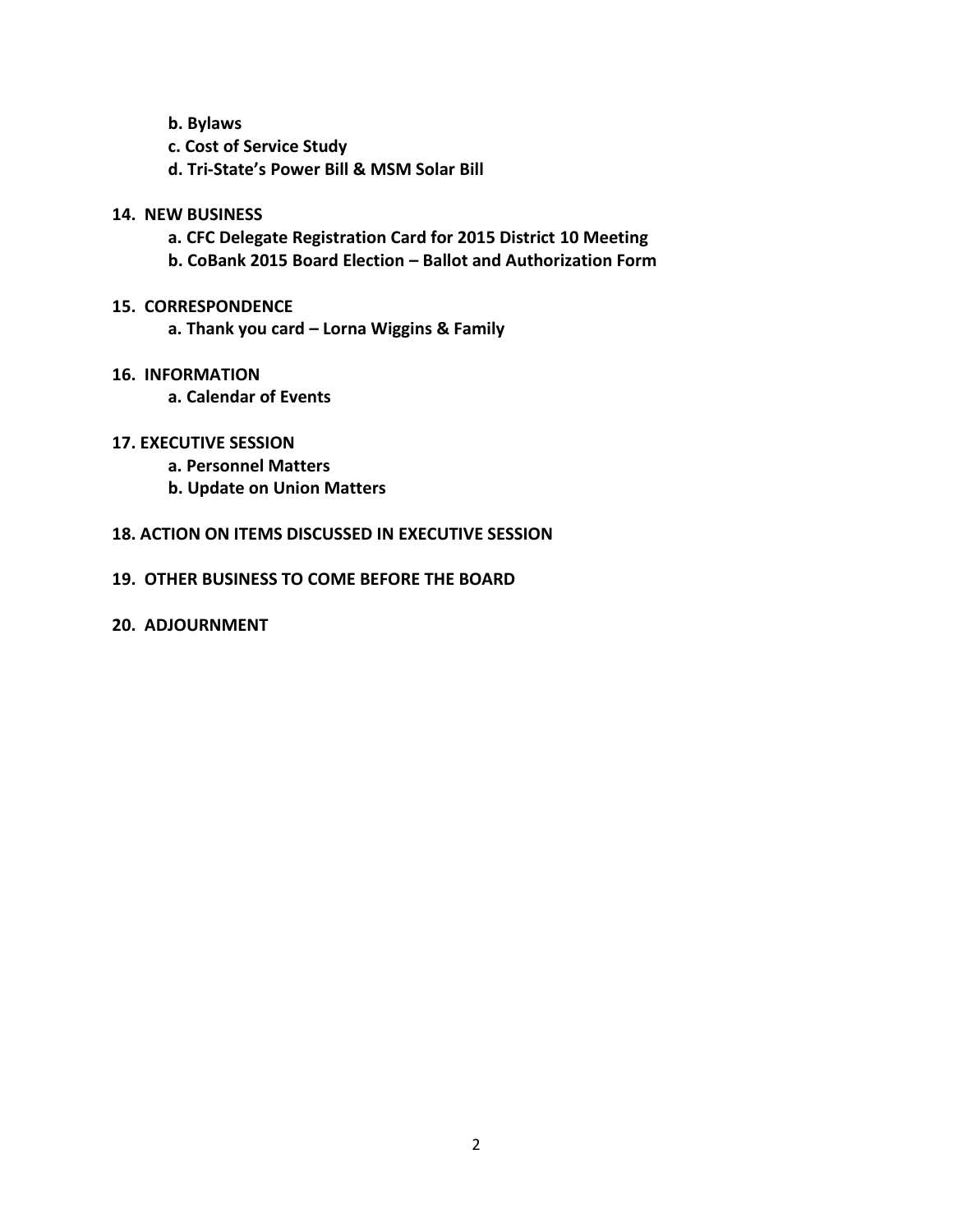**b. Bylaws**

**c. Cost of Service Study**

**d. Tri-State's Power Bill & MSM Solar Bill**

**14. NEW BUSINESS**

**a. CFC Delegate Registration Card for 2015 District 10 Meeting**

**b. CoBank 2015 Board Election – Ballot and Authorization Form**

**15. CORRESPONDENCE**

**a. Thank you card – Lorna Wiggins & Family**

**16. INFORMATION**

**a. Calendar of Events**

**17. EXECUTIVE SESSION**

**a. Personnel Matters**

**b. Update on Union Matters**

**18. ACTION ON ITEMS DISCUSSED IN EXECUTIVE SESSION**

**19. OTHER BUSINESS TO COME BEFORE THE BOARD**

**20. ADJOURNMENT**